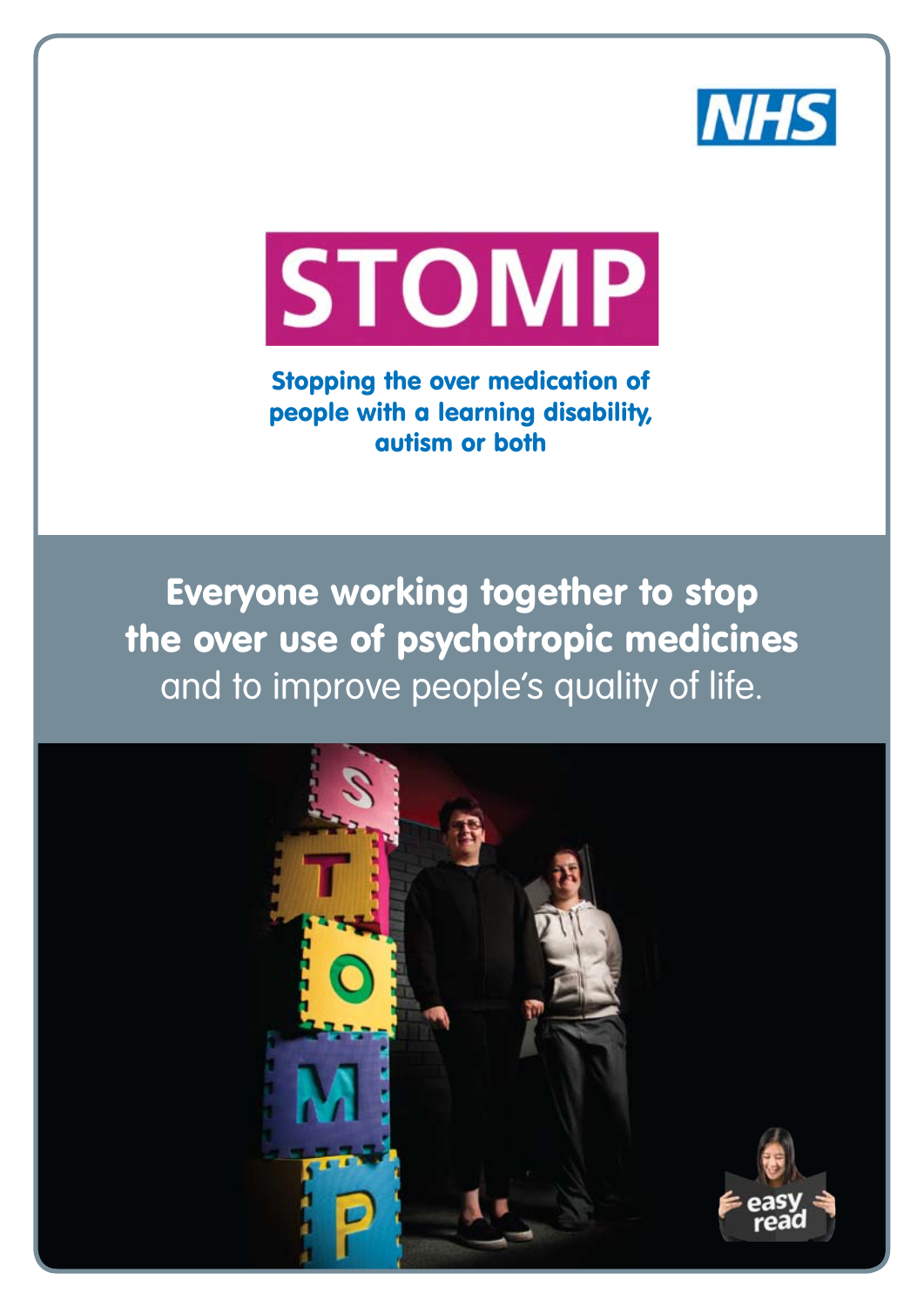NHS

# STOMP

**Stopping the over medication of people with a learning disability, autism or both**

**Everyone working together to stop the over use of psychotropic medicines** and to improve people's quality of life.

easy read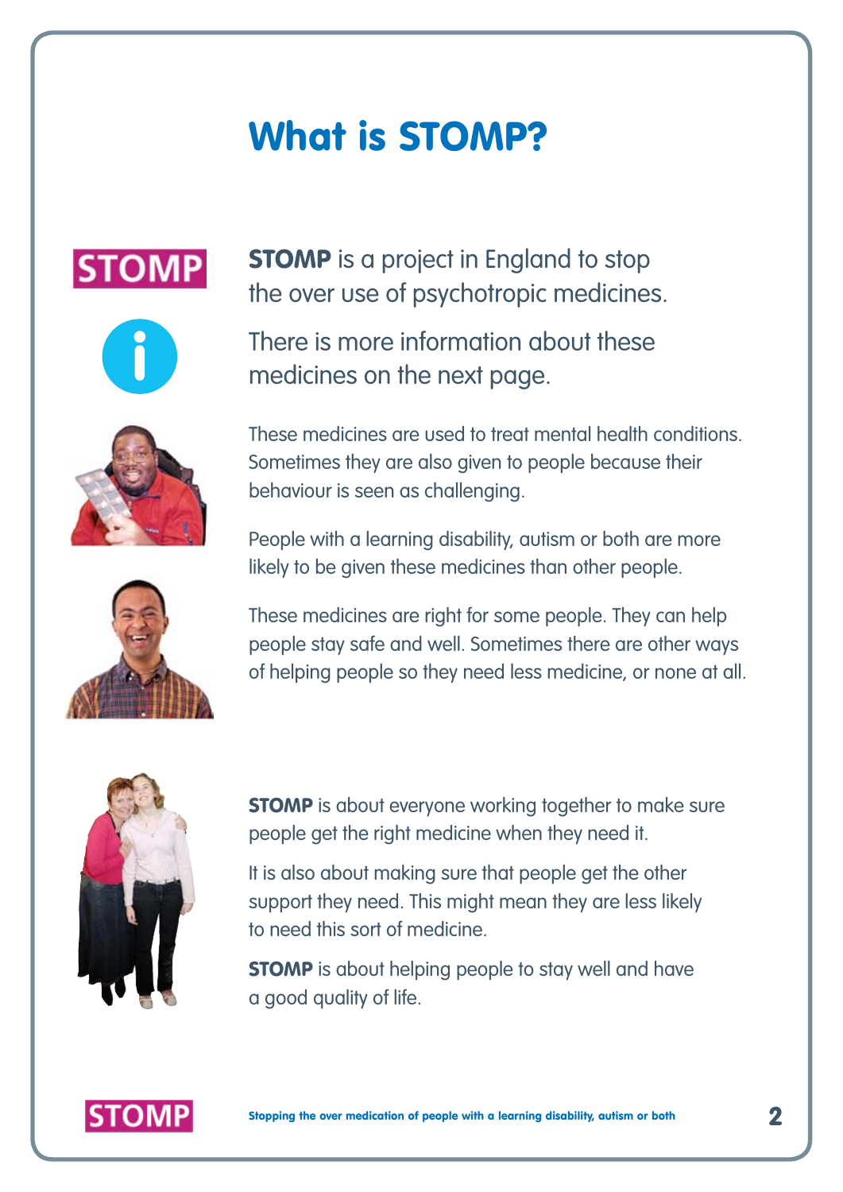# What is STOMP?

**STOMP** is a project in England to stop the over use of psychotropic medicines.

There is more information about these medicines on the next page.

These medicines are used to treat mental health conditions. Sometimes they are also given to people because their behaviour is seen as challenging.

People with a learning disability, autism or both are more likely to be given these medicines than other people.

These medicines are right for some people. They can help people stay safe and well. Sometimes there are other ways of helping people so they need less medicine, or none at all.

**STOMP** is about everyone working together to make sure people get the right medicine when they need it.

It is also about making sure that people get the other support they need. This might mean they are less likely to need this sort of medicine.

**STOMP** is about helping people to stay well and have a good quality of life.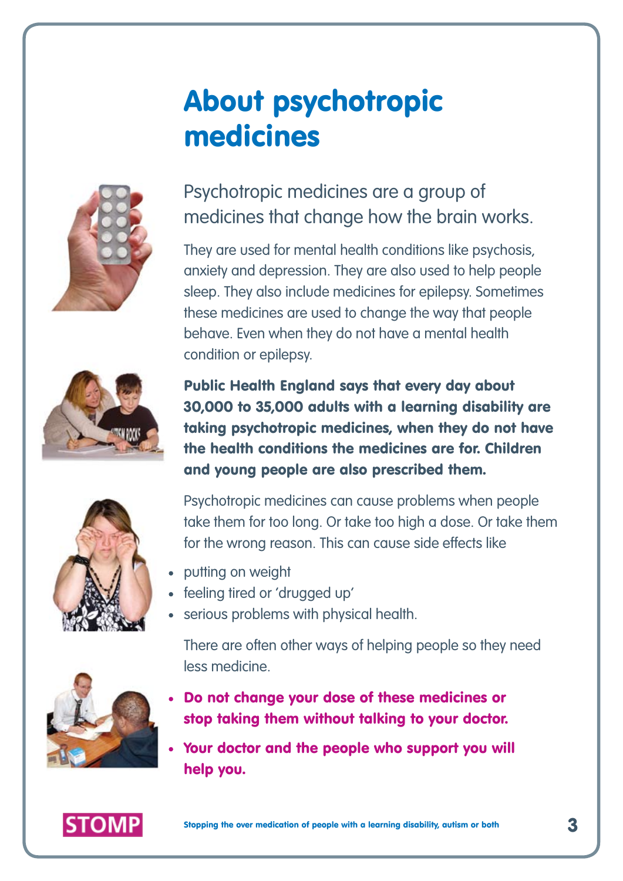# About psychotropic medicines

Psychotropic medicines are a group of medicines that change how the brain works.

They are used for mental health conditions like psychosis, anxiety and depression. They are also used to help people sleep. They also include medicines for epilepsy. Sometimes these medicines are used to change the way that people behave. Even when they do not have a mental health condition or epilepsy.

**Public Health England says that every day about 30,000 to 35,000 adults with a learning disability are taking psychotropic medicines, when they do not have the health conditions the medicines are for. Children and young people are also prescribed them.**

Psychotropic medicines can cause problems when people take them for too long. Or take too high a dose. Or take them for the wrong reason. This can cause side effects like

- putting on weight
- feeling tired or 'drugged up'
- serious problems with physical health.

There are often other ways of helping people so they need less medicine.

- **Do not change your dose of these medicines or stop taking them without talking to your doctor.**
- **Your doctor and the people who support you will help you.**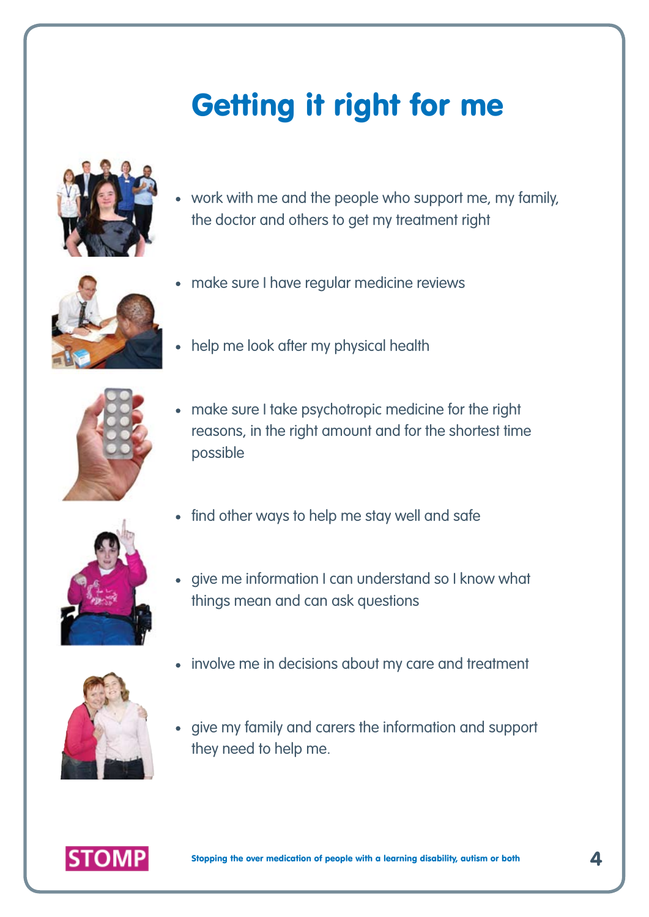# Getting it right for me

- work with me and the people who support me, my family, the doctor and others to get my treatment right
- make sure I have regular medicine reviews
- help me look after my physical health
- make sure I take psychotropic medicine for the right reasons, in the right amount and for the shortest time possible
- find other ways to help me stay well and safe
- give me information I can understand so I know what things mean and can ask questions
- involve me in decisions about my care and treatment
- give my family and carers the information and support they need to help me.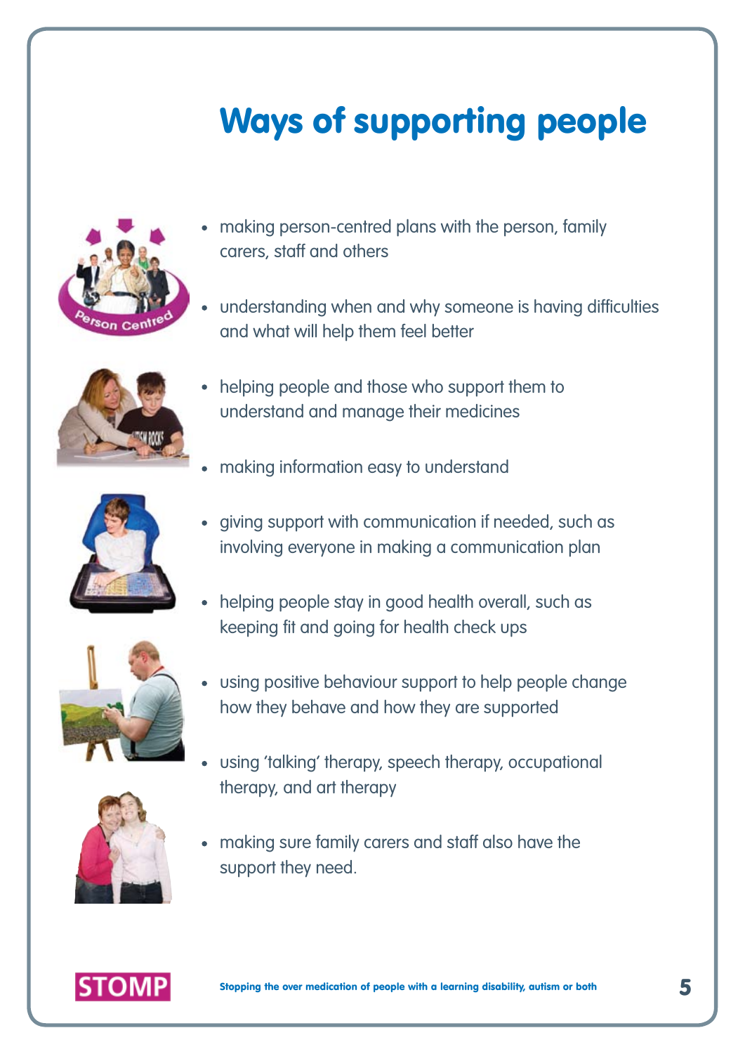# Ways of supporting people

- making person-centred plans with the person, family carers, staff and others
- understanding when and why someone is having difficulties and what will help them feel better
- helping people and those who support them to understand and manage their medicines
- making information easy to understand
- giving support with communication if needed, such as involving everyone in making a communication plan
- helping people stay in good health overall, such as keeping fit and going for health check ups
- using positive behaviour support to help people change how they behave and how they are supported
- using 'talking' therapy, speech therapy, occupational therapy, and art therapy
- making sure family carers and staff also have the support they need.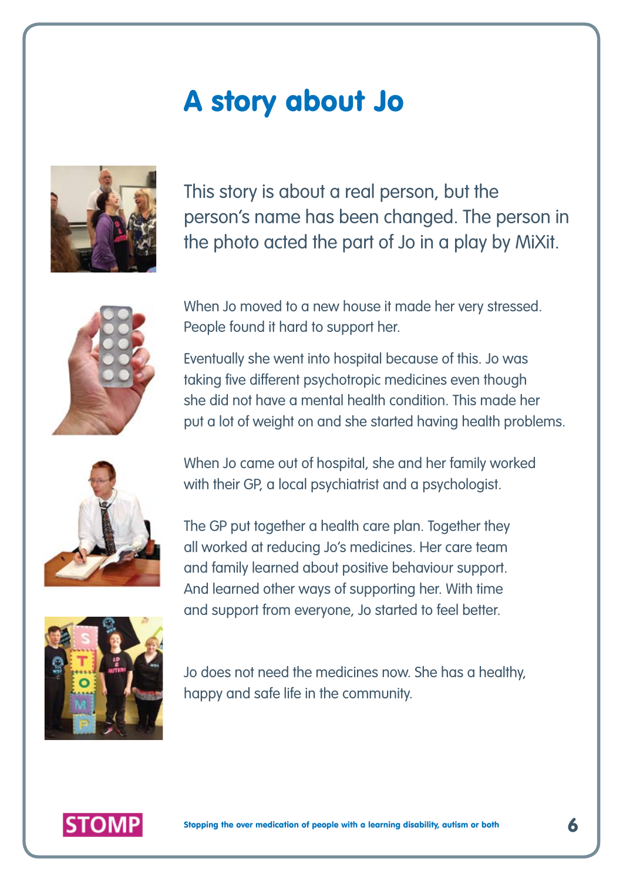# A story about Jo

This story is about a real person, but the person's name has been changed. The person in the photo acted the part of Jo in a play by MiXit.

When Jo moved to a new house it made her very stressed. People found it hard to support her.

Eventually she went into hospital because of this. Jo was taking five different psychotropic medicines even though she did not have a mental health condition. This made her put a lot of weight on and she started having health problems.

When Jo came out of hospital, she and her family worked with their GP, a local psychiatrist and a psychologist.

The GP put together a health care plan. Together they all worked at reducing Jo's medicines. Her care team and family learned about positive behaviour support. And learned other ways of supporting her. With time and support from everyone, Jo started to feel better.

Jo does not need the medicines now. She has a healthy, happy and safe life in the community.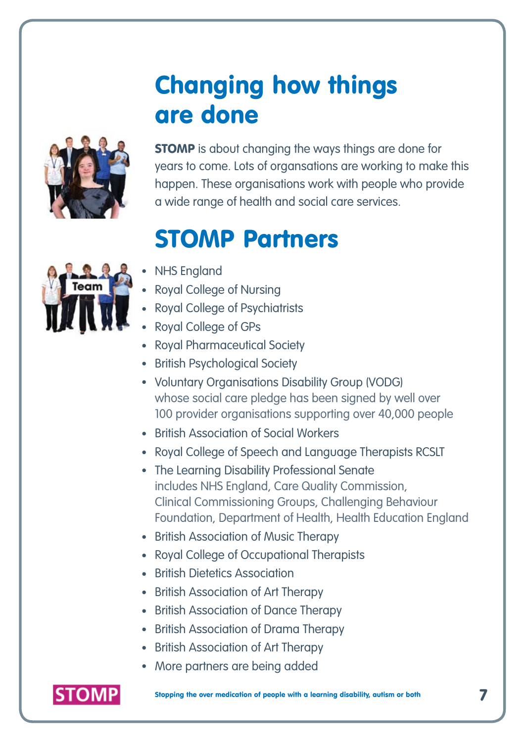# Changing how things are done

**STOMP** is about changing the ways things are done for years to come. Lots of organsations are working to make this happen. These organisations work with people who provide a wide range of health and social care services.

# STOMP Partners

- NHS England
- Royal College of Nursing
- Royal College of Psychiatrists
- Royal College of GPs
- Royal Pharmaceutical Society
- British Psychological Society
- Voluntary Organisations Disability Group (VODG) whose social care pledge has been signed by well over 100 provider organisations supporting over 40,000 people
- British Association of Social Workers
- Royal College of Speech and Language Therapists RCSLT
- The Learning Disability Professional Senate includes NHS England, Care Quality Commission, Clinical Commissioning Groups, Challenging Behaviour Foundation, Department of Health, Health Education England
- British Association of Music Therapy
- Royal College of Occupational Therapists
- British Dietetics Association
- British Association of Art Therapy
- British Association of Dance Therapy
- British Association of Drama Therapy
- British Association of Art Therapy
- More partners are being added

STOMP

**Stopping the over medication of people with a learning disability, autism or both**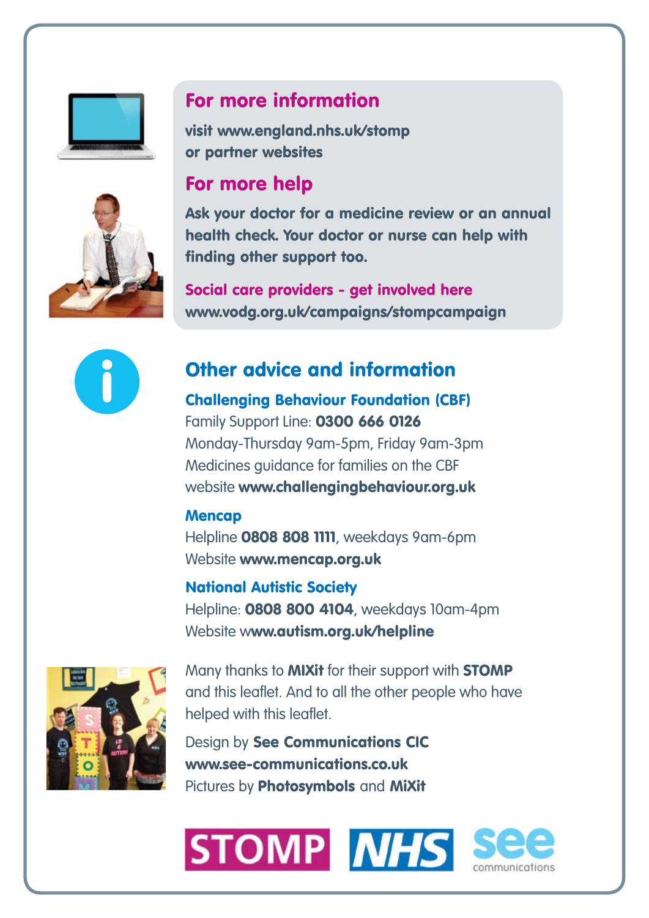## For more information

**visit www.england.nhs.uk/stomp or partner websites**

## For more help

**Ask your doctor for a medicine review or an annual health check. Your doctor or nurse can help with finding other support too.**

**Social care providers - get involved here**
**www.vodg.org.uk/campaigns/stompcampaign**

## Other advice and information

### Challenging Behaviour Foundation (CBF)

Family Support Line: **0300 666 0126**
Monday-Thursday 9am-5pm, Friday 9am-3pm
Medicines guidance for families on the CBF website **www.challengingbehaviour.org.uk**

### Mencap

Helpline **0808 808 1111**, weekdays 9am-6pm
Website **www.mencap.org.uk**

### National Autistic Society

Helpline: **0808 800 4104**, weekdays 10am-4pm
Website w**ww.autism.org.uk/helpline**

Many thanks to **MIXit** for their support with **STOMP** and this leaflet. And to all the other people who have helped with this leaflet.

Design by **See Communications CIC**
**www.see-communications.co.uk**
Pictures by **Photosymbols** and **MiXit**

STOMP NHS see communications